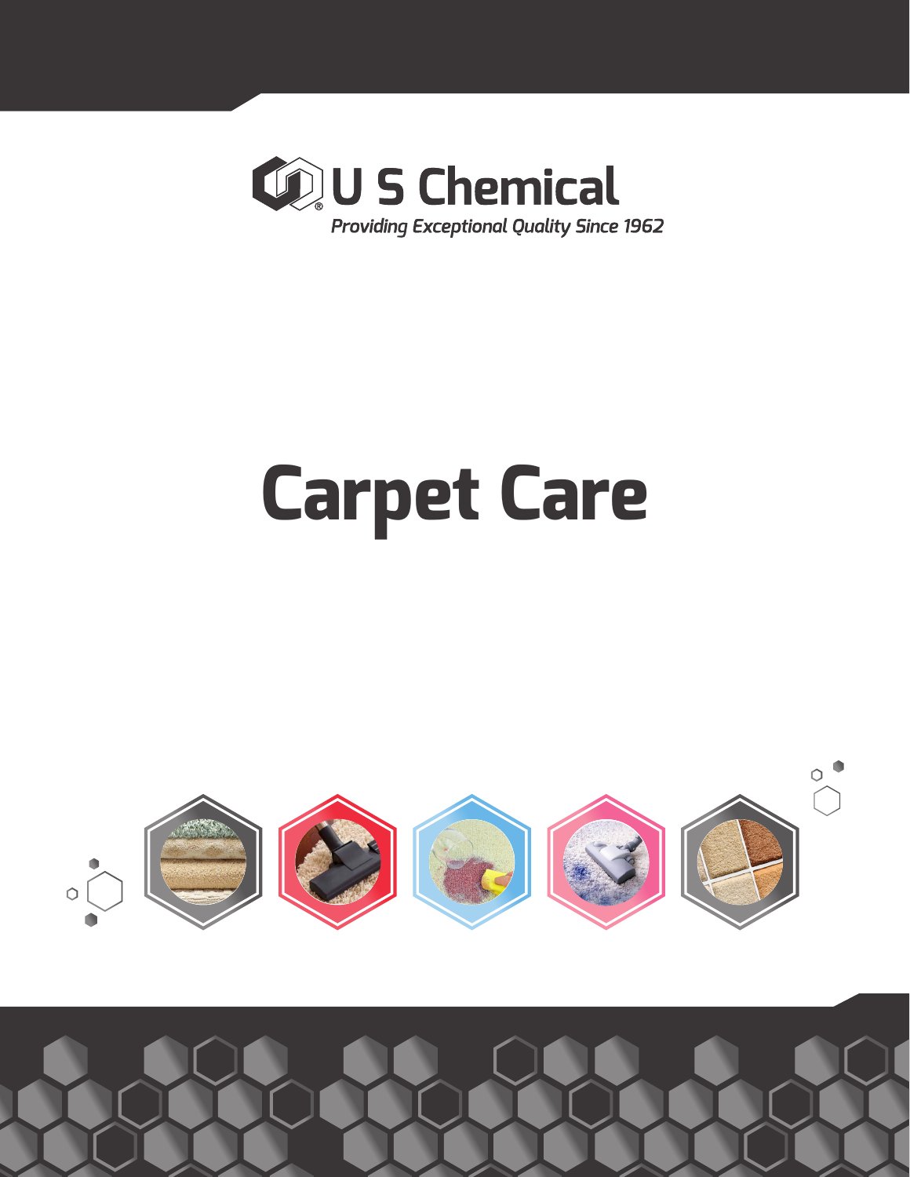U S Chemical®

*Providing Exceptional Quality Since 1962*

# Carpet Care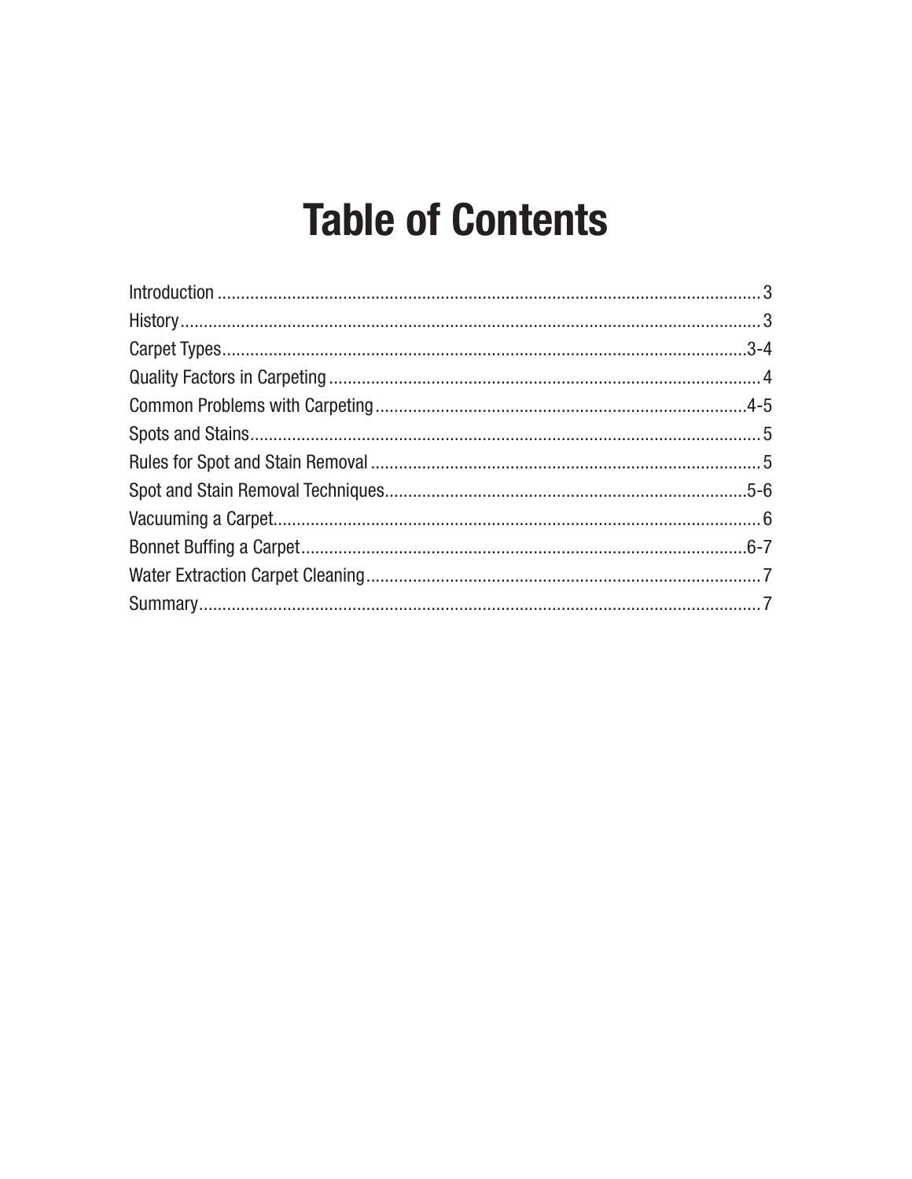# Table of Contents

| Section | Page |
|---|---|
| Introduction | 3 |
| History | 3 |
| Carpet Types | 3-4 |
| Quality Factors in Carpeting | 4 |
| Common Problems with Carpeting | 4-5 |
| Spots and Stains | 5 |
| Rules for Spot and Stain Removal | 5 |
| Spot and Stain Removal Techniques | 5-6 |
| Vacuuming a Carpet | 6 |
| Bonnet Buffing a Carpet | 6-7 |
| Water Extraction Carpet Cleaning | 7 |
| Summary | 7 |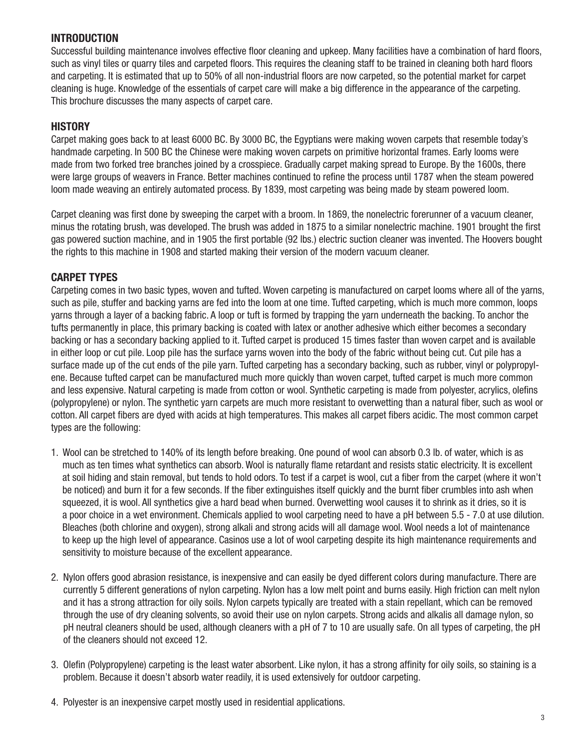## INTRODUCTION

Successful building maintenance involves effective floor cleaning and upkeep. Many facilities have a combination of hard floors, such as vinyl tiles or quarry tiles and carpeted floors. This requires the cleaning staff to be trained in cleaning both hard floors and carpeting. It is estimated that up to 50% of all non-industrial floors are now carpeted, so the potential market for carpet cleaning is huge. Knowledge of the essentials of carpet care will make a big difference in the appearance of the carpeting. This brochure discusses the many aspects of carpet care.

## HISTORY

Carpet making goes back to at least 6000 BC. By 3000 BC, the Egyptians were making woven carpets that resemble today's handmade carpeting. In 500 BC the Chinese were making woven carpets on primitive horizontal frames. Early looms were made from two forked tree branches joined by a crosspiece. Gradually carpet making spread to Europe. By the 1600s, there were large groups of weavers in France. Better machines continued to refine the process until 1787 when the steam powered loom made weaving an entirely automated process. By 1839, most carpeting was being made by steam powered loom.

Carpet cleaning was first done by sweeping the carpet with a broom. In 1869, the nonelectric forerunner of a vacuum cleaner, minus the rotating brush, was developed. The brush was added in 1875 to a similar nonelectric machine. 1901 brought the first gas powered suction machine, and in 1905 the first portable (92 lbs.) electric suction cleaner was invented. The Hoovers bought the rights to this machine in 1908 and started making their version of the modern vacuum cleaner.

## CARPET TYPES

Carpeting comes in two basic types, woven and tufted. Woven carpeting is manufactured on carpet looms where all of the yarns, such as pile, stuffer and backing yarns are fed into the loom at one time. Tufted carpeting, which is much more common, loops yarns through a layer of a backing fabric. A loop or tuft is formed by trapping the yarn underneath the backing. To anchor the tufts permanently in place, this primary backing is coated with latex or another adhesive which either becomes a secondary backing or has a secondary backing applied to it. Tufted carpet is produced 15 times faster than woven carpet and is available in either loop or cut pile. Loop pile has the surface yarns woven into the body of the fabric without being cut. Cut pile has a surface made up of the cut ends of the pile yarn. Tufted carpeting has a secondary backing, such as rubber, vinyl or polypropylene. Because tufted carpet can be manufactured much more quickly than woven carpet, tufted carpet is much more common and less expensive. Natural carpeting is made from cotton or wool. Synthetic carpeting is made from polyester, acrylics, olefins (polypropylene) or nylon. The synthetic yarn carpets are much more resistant to overwetting than a natural fiber, such as wool or cotton. All carpet fibers are dyed with acids at high temperatures. This makes all carpet fibers acidic. The most common carpet types are the following:

1. Wool can be stretched to 140% of its length before breaking. One pound of wool can absorb 0.3 lb. of water, which is as much as ten times what synthetics can absorb. Wool is naturally flame retardant and resists static electricity. It is excellent at soil hiding and stain removal, but tends to hold odors. To test if a carpet is wool, cut a fiber from the carpet (where it won't be noticed) and burn it for a few seconds. If the fiber extinguishes itself quickly and the burnt fiber crumbles into ash when squeezed, it is wool. All synthetics give a hard bead when burned. Overwetting wool causes it to shrink as it dries, so it is a poor choice in a wet environment. Chemicals applied to wool carpeting need to have a pH between 5.5 - 7.0 at use dilution. Bleaches (both chlorine and oxygen), strong alkali and strong acids will all damage wool. Wool needs a lot of maintenance to keep up the high level of appearance. Casinos use a lot of wool carpeting despite its high maintenance requirements and sensitivity to moisture because of the excellent appearance.

2. Nylon offers good abrasion resistance, is inexpensive and can easily be dyed different colors during manufacture. There are currently 5 different generations of nylon carpeting. Nylon has a low melt point and burns easily. High friction can melt nylon and it has a strong attraction for oily soils. Nylon carpets typically are treated with a stain repellant, which can be removed through the use of dry cleaning solvents, so avoid their use on nylon carpets. Strong acids and alkalis all damage nylon, so pH neutral cleaners should be used, although cleaners with a pH of 7 to 10 are usually safe. On all types of carpeting, the pH of the cleaners should not exceed 12.

3. Olefin (Polypropylene) carpeting is the least water absorbent. Like nylon, it has a strong affinity for oily soils, so staining is a problem. Because it doesn't absorb water readily, it is used extensively for outdoor carpeting.

4. Polyester is an inexpensive carpet mostly used in residential applications.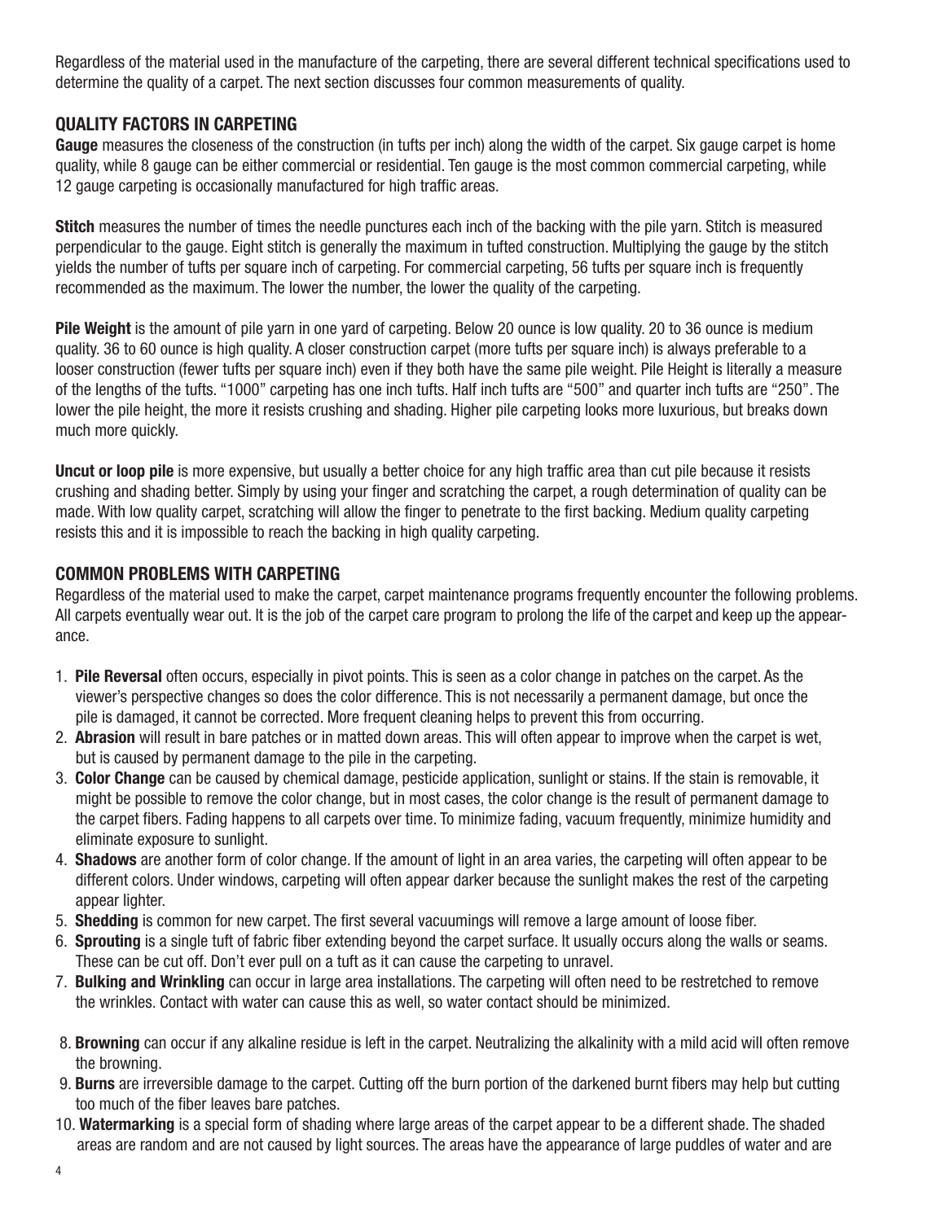Regardless of the material used in the manufacture of the carpeting, there are several different technical specifications used to determine the quality of a carpet. The next section discusses four common measurements of quality.

## QUALITY FACTORS IN CARPETING

**Gauge** measures the closeness of the construction (in tufts per inch) along the width of the carpet. Six gauge carpet is home quality, while 8 gauge can be either commercial or residential. Ten gauge is the most common commercial carpeting, while 12 gauge carpeting is occasionally manufactured for high traffic areas.

**Stitch** measures the number of times the needle punctures each inch of the backing with the pile yarn. Stitch is measured perpendicular to the gauge. Eight stitch is generally the maximum in tufted construction. Multiplying the gauge by the stitch yields the number of tufts per square inch of carpeting. For commercial carpeting, 56 tufts per square inch is frequently recommended as the maximum. The lower the number, the lower the quality of the carpeting.

**Pile Weight** is the amount of pile yarn in one yard of carpeting. Below 20 ounce is low quality. 20 to 36 ounce is medium quality. 36 to 60 ounce is high quality. A closer construction carpet (more tufts per square inch) is always preferable to a looser construction (fewer tufts per square inch) even if they both have the same pile weight. Pile Height is literally a measure of the lengths of the tufts. "1000" carpeting has one inch tufts. Half inch tufts are "500" and quarter inch tufts are "250". The lower the pile height, the more it resists crushing and shading. Higher pile carpeting looks more luxurious, but breaks down much more quickly.

**Uncut or loop pile** is more expensive, but usually a better choice for any high traffic area than cut pile because it resists crushing and shading better. Simply by using your finger and scratching the carpet, a rough determination of quality can be made. With low quality carpet, scratching will allow the finger to penetrate to the first backing. Medium quality carpeting resists this and it is impossible to reach the backing in high quality carpeting.

## COMMON PROBLEMS WITH CARPETING

Regardless of the material used to make the carpet, carpet maintenance programs frequently encounter the following problems. All carpets eventually wear out. It is the job of the carpet care program to prolong the life of the carpet and keep up the appearance.

1. **Pile Reversal** often occurs, especially in pivot points. This is seen as a color change in patches on the carpet. As the viewer's perspective changes so does the color difference. This is not necessarily a permanent damage, but once the pile is damaged, it cannot be corrected. More frequent cleaning helps to prevent this from occurring.
2. **Abrasion** will result in bare patches or in matted down areas. This will often appear to improve when the carpet is wet, but is caused by permanent damage to the pile in the carpeting.
3. **Color Change** can be caused by chemical damage, pesticide application, sunlight or stains. If the stain is removable, it might be possible to remove the color change, but in most cases, the color change is the result of permanent damage to the carpet fibers. Fading happens to all carpets over time. To minimize fading, vacuum frequently, minimize humidity and eliminate exposure to sunlight.
4. **Shadows** are another form of color change. If the amount of light in an area varies, the carpeting will often appear to be different colors. Under windows, carpeting will often appear darker because the sunlight makes the rest of the carpeting appear lighter.
5. **Shedding** is common for new carpet. The first several vacuumings will remove a large amount of loose fiber.
6. **Sprouting** is a single tuft of fabric fiber extending beyond the carpet surface. It usually occurs along the walls or seams. These can be cut off. Don't ever pull on a tuft as it can cause the carpeting to unravel.
7. **Bulking and Wrinkling** can occur in large area installations. The carpeting will often need to be restretched to remove the wrinkles. Contact with water can cause this as well, so water contact should be minimized.
8. **Browning** can occur if any alkaline residue is left in the carpet. Neutralizing the alkalinity with a mild acid will often remove the browning.
9. **Burns** are irreversible damage to the carpet. Cutting off the burn portion of the darkened burnt fibers may help but cutting too much of the fiber leaves bare patches.
10. **Watermarking** is a special form of shading where large areas of the carpet appear to be a different shade. The shaded areas are random and are not caused by light sources. The areas have the appearance of large puddles of water and are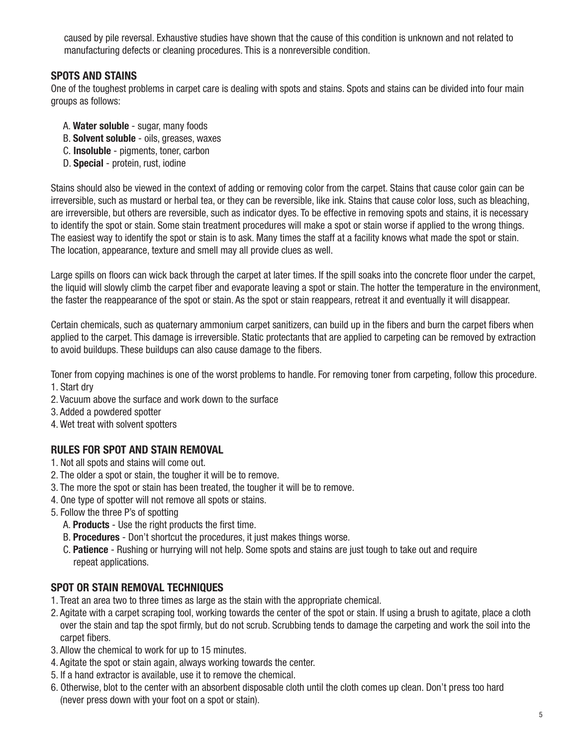caused by pile reversal. Exhaustive studies have shown that the cause of this condition is unknown and not related to manufacturing defects or cleaning procedures. This is a nonreversible condition.

## SPOTS AND STAINS

One of the toughest problems in carpet care is dealing with spots and stains. Spots and stains can be divided into four main groups as follows:

A. **Water soluble** - sugar, many foods
B. **Solvent soluble** - oils, greases, waxes
C. **Insoluble** - pigments, toner, carbon
D. **Special** - protein, rust, iodine

Stains should also be viewed in the context of adding or removing color from the carpet. Stains that cause color gain can be irreversible, such as mustard or herbal tea, or they can be reversible, like ink. Stains that cause color loss, such as bleaching, are irreversible, but others are reversible, such as indicator dyes. To be effective in removing spots and stains, it is necessary to identify the spot or stain. Some stain treatment procedures will make a spot or stain worse if applied to the wrong things. The easiest way to identify the spot or stain is to ask. Many times the staff at a facility knows what made the spot or stain. The location, appearance, texture and smell may all provide clues as well.

Large spills on floors can wick back through the carpet at later times. If the spill soaks into the concrete floor under the carpet, the liquid will slowly climb the carpet fiber and evaporate leaving a spot or stain. The hotter the temperature in the environment, the faster the reappearance of the spot or stain. As the spot or stain reappears, retreat it and eventually it will disappear.

Certain chemicals, such as quaternary ammonium carpet sanitizers, can build up in the fibers and burn the carpet fibers when applied to the carpet. This damage is irreversible. Static protectants that are applied to carpeting can be removed by extraction to avoid buildups. These buildups can also cause damage to the fibers.

Toner from copying machines is one of the worst problems to handle. For removing toner from carpeting, follow this procedure.

1. Start dry
2. Vacuum above the surface and work down to the surface
3. Added a powdered spotter
4. Wet treat with solvent spotters

## RULES FOR SPOT AND STAIN REMOVAL

1. Not all spots and stains will come out.
2. The older a spot or stain, the tougher it will be to remove.
3. The more the spot or stain has been treated, the tougher it will be to remove.
4. One type of spotter will not remove all spots or stains.
5. Follow the three P's of spotting
   A. **Products** - Use the right products the first time.
   B. **Procedures** - Don't shortcut the procedures, it just makes things worse.
   C. **Patience** - Rushing or hurrying will not help. Some spots and stains are just tough to take out and require repeat applications.

## SPOT OR STAIN REMOVAL TECHNIQUES

1. Treat an area two to three times as large as the stain with the appropriate chemical.
2. Agitate with a carpet scraping tool, working towards the center of the spot or stain. If using a brush to agitate, place a cloth over the stain and tap the spot firmly, but do not scrub. Scrubbing tends to damage the carpeting and work the soil into the carpet fibers.
3. Allow the chemical to work for up to 15 minutes.
4. Agitate the spot or stain again, always working towards the center.
5. If a hand extractor is available, use it to remove the chemical.
6. Otherwise, blot to the center with an absorbent disposable cloth until the cloth comes up clean. Don't press too hard (never press down with your foot on a spot or stain).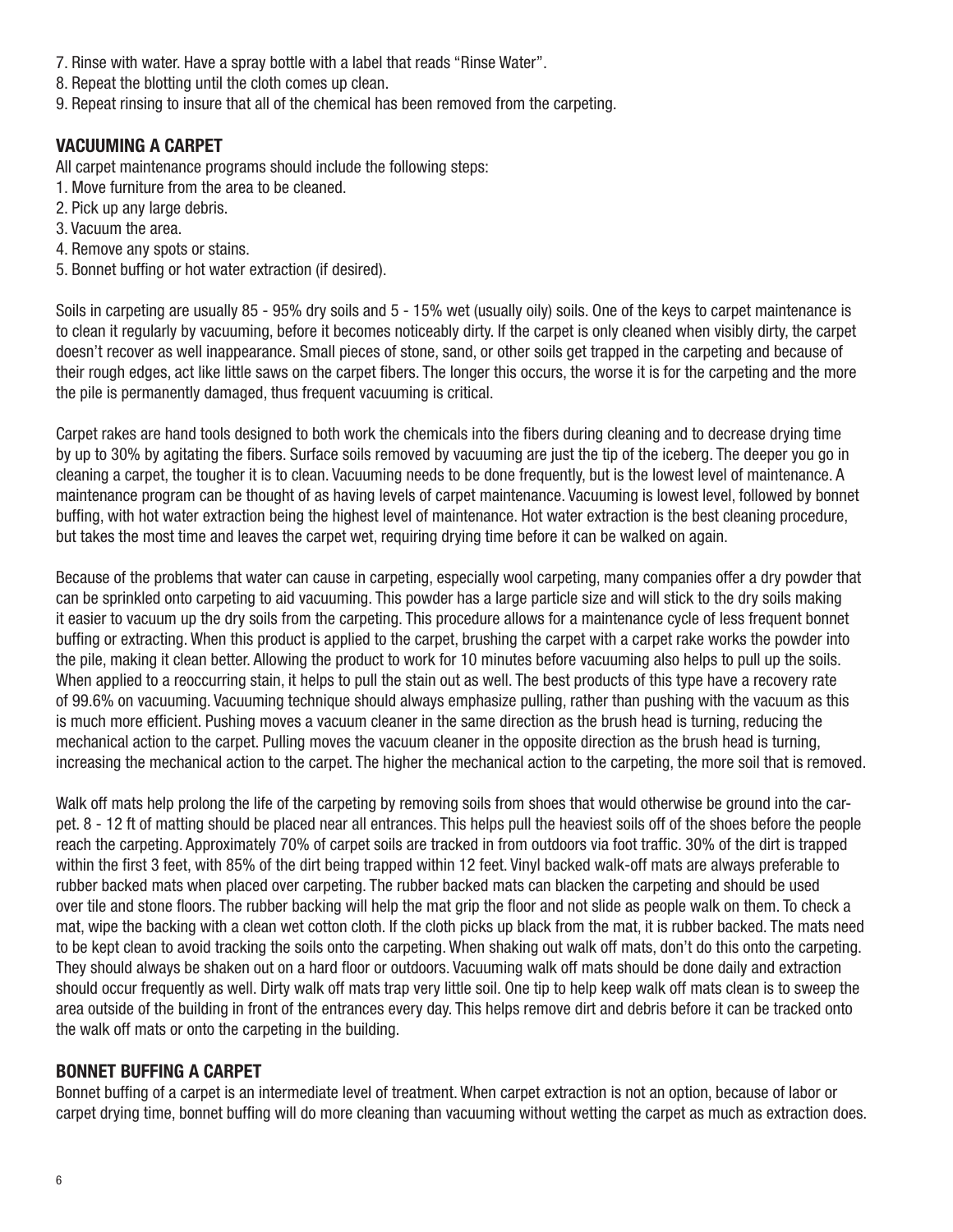7. Rinse with water. Have a spray bottle with a label that reads "Rinse Water".
8. Repeat the blotting until the cloth comes up clean.
9. Repeat rinsing to insure that all of the chemical has been removed from the carpeting.

## VACUUMING A CARPET

All carpet maintenance programs should include the following steps:

1. Move furniture from the area to be cleaned.
2. Pick up any large debris.
3. Vacuum the area.
4. Remove any spots or stains.
5. Bonnet buffing or hot water extraction (if desired).

Soils in carpeting are usually 85 - 95% dry soils and 5 - 15% wet (usually oily) soils. One of the keys to carpet maintenance is to clean it regularly by vacuuming, before it becomes noticeably dirty. If the carpet is only cleaned when visibly dirty, the carpet doesn't recover as well inappearance. Small pieces of stone, sand, or other soils get trapped in the carpeting and because of their rough edges, act like little saws on the carpet fibers. The longer this occurs, the worse it is for the carpeting and the more the pile is permanently damaged, thus frequent vacuuming is critical.

Carpet rakes are hand tools designed to both work the chemicals into the fibers during cleaning and to decrease drying time by up to 30% by agitating the fibers. Surface soils removed by vacuuming are just the tip of the iceberg. The deeper you go in cleaning a carpet, the tougher it is to clean. Vacuuming needs to be done frequently, but is the lowest level of maintenance. A maintenance program can be thought of as having levels of carpet maintenance. Vacuuming is lowest level, followed by bonnet buffing, with hot water extraction being the highest level of maintenance. Hot water extraction is the best cleaning procedure, but takes the most time and leaves the carpet wet, requiring drying time before it can be walked on again.

Because of the problems that water can cause in carpeting, especially wool carpeting, many companies offer a dry powder that can be sprinkled onto carpeting to aid vacuuming. This powder has a large particle size and will stick to the dry soils making it easier to vacuum up the dry soils from the carpeting. This procedure allows for a maintenance cycle of less frequent bonnet buffing or extracting. When this product is applied to the carpet, brushing the carpet with a carpet rake works the powder into the pile, making it clean better. Allowing the product to work for 10 minutes before vacuuming also helps to pull up the soils. When applied to a reoccurring stain, it helps to pull the stain out as well. The best products of this type have a recovery rate of 99.6% on vacuuming. Vacuuming technique should always emphasize pulling, rather than pushing with the vacuum as this is much more efficient. Pushing moves a vacuum cleaner in the same direction as the brush head is turning, reducing the mechanical action to the carpet. Pulling moves the vacuum cleaner in the opposite direction as the brush head is turning, increasing the mechanical action to the carpet. The higher the mechanical action to the carpeting, the more soil that is removed.

Walk off mats help prolong the life of the carpeting by removing soils from shoes that would otherwise be ground into the carpet. 8 - 12 ft of matting should be placed near all entrances. This helps pull the heaviest soils off of the shoes before the people reach the carpeting. Approximately 70% of carpet soils are tracked in from outdoors via foot traffic. 30% of the dirt is trapped within the first 3 feet, with 85% of the dirt being trapped within 12 feet. Vinyl backed walk-off mats are always preferable to rubber backed mats when placed over carpeting. The rubber backed mats can blacken the carpeting and should be used over tile and stone floors. The rubber backing will help the mat grip the floor and not slide as people walk on them. To check a mat, wipe the backing with a clean wet cotton cloth. If the cloth picks up black from the mat, it is rubber backed. The mats need to be kept clean to avoid tracking the soils onto the carpeting. When shaking out walk off mats, don't do this onto the carpeting. They should always be shaken out on a hard floor or outdoors. Vacuuming walk off mats should be done daily and extraction should occur frequently as well. Dirty walk off mats trap very little soil. One tip to help keep walk off mats clean is to sweep the area outside of the building in front of the entrances every day. This helps remove dirt and debris before it can be tracked onto the walk off mats or onto the carpeting in the building.

## BONNET BUFFING A CARPET

Bonnet buffing of a carpet is an intermediate level of treatment. When carpet extraction is not an option, because of labor or carpet drying time, bonnet buffing will do more cleaning than vacuuming without wetting the carpet as much as extraction does.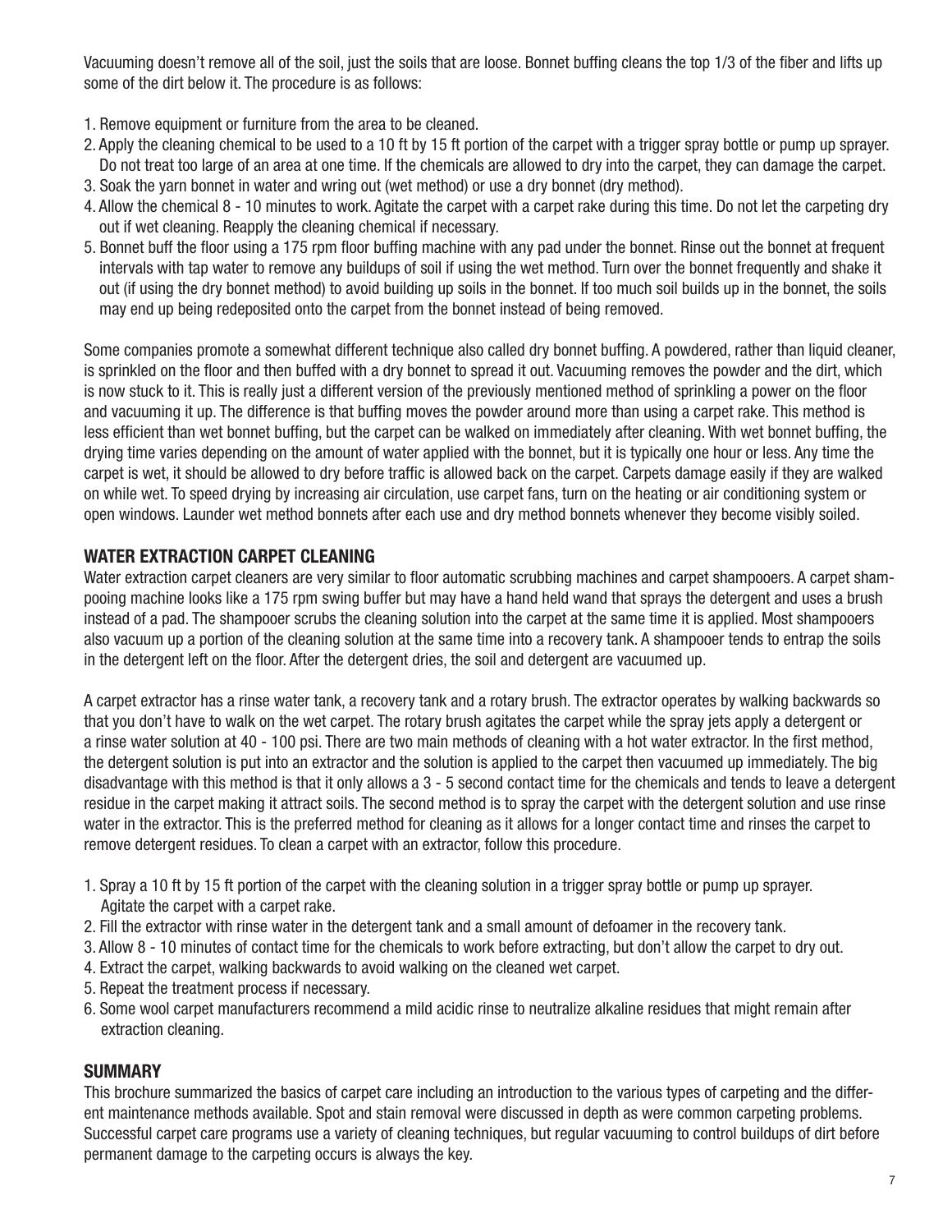Vacuuming doesn't remove all of the soil, just the soils that are loose. Bonnet buffing cleans the top 1/3 of the fiber and lifts up some of the dirt below it. The procedure is as follows:

1. Remove equipment or furniture from the area to be cleaned.
2. Apply the cleaning chemical to be used to a 10 ft by 15 ft portion of the carpet with a trigger spray bottle or pump up sprayer. Do not treat too large of an area at one time. If the chemicals are allowed to dry into the carpet, they can damage the carpet.
3. Soak the yarn bonnet in water and wring out (wet method) or use a dry bonnet (dry method).
4. Allow the chemical 8 - 10 minutes to work. Agitate the carpet with a carpet rake during this time. Do not let the carpeting dry out if wet cleaning. Reapply the cleaning chemical if necessary.
5. Bonnet buff the floor using a 175 rpm floor buffing machine with any pad under the bonnet. Rinse out the bonnet at frequent intervals with tap water to remove any buildups of soil if using the wet method. Turn over the bonnet frequently and shake it out (if using the dry bonnet method) to avoid building up soils in the bonnet. If too much soil builds up in the bonnet, the soils may end up being redeposited onto the carpet from the bonnet instead of being removed.

Some companies promote a somewhat different technique also called dry bonnet buffing. A powdered, rather than liquid cleaner, is sprinkled on the floor and then buffed with a dry bonnet to spread it out. Vacuuming removes the powder and the dirt, which is now stuck to it. This is really just a different version of the previously mentioned method of sprinkling a power on the floor and vacuuming it up. The difference is that buffing moves the powder around more than using a carpet rake. This method is less efficient than wet bonnet buffing, but the carpet can be walked on immediately after cleaning. With wet bonnet buffing, the drying time varies depending on the amount of water applied with the bonnet, but it is typically one hour or less. Any time the carpet is wet, it should be allowed to dry before traffic is allowed back on the carpet. Carpets damage easily if they are walked on while wet. To speed drying by increasing air circulation, use carpet fans, turn on the heating or air conditioning system or open windows. Launder wet method bonnets after each use and dry method bonnets whenever they become visibly soiled.

## WATER EXTRACTION CARPET CLEANING

Water extraction carpet cleaners are very similar to floor automatic scrubbing machines and carpet shampooers. A carpet shampooing machine looks like a 175 rpm swing buffer but may have a hand held wand that sprays the detergent and uses a brush instead of a pad. The shampooer scrubs the cleaning solution into the carpet at the same time it is applied. Most shampooers also vacuum up a portion of the cleaning solution at the same time into a recovery tank. A shampooer tends to entrap the soils in the detergent left on the floor. After the detergent dries, the soil and detergent are vacuumed up.

A carpet extractor has a rinse water tank, a recovery tank and a rotary brush. The extractor operates by walking backwards so that you don't have to walk on the wet carpet. The rotary brush agitates the carpet while the spray jets apply a detergent or a rinse water solution at 40 - 100 psi. There are two main methods of cleaning with a hot water extractor. In the first method, the detergent solution is put into an extractor and the solution is applied to the carpet then vacuumed up immediately. The big disadvantage with this method is that it only allows a 3 - 5 second contact time for the chemicals and tends to leave a detergent residue in the carpet making it attract soils. The second method is to spray the carpet with the detergent solution and use rinse water in the extractor. This is the preferred method for cleaning as it allows for a longer contact time and rinses the carpet to remove detergent residues. To clean a carpet with an extractor, follow this procedure.

1. Spray a 10 ft by 15 ft portion of the carpet with the cleaning solution in a trigger spray bottle or pump up sprayer. Agitate the carpet with a carpet rake.
2. Fill the extractor with rinse water in the detergent tank and a small amount of defoamer in the recovery tank.
3. Allow 8 - 10 minutes of contact time for the chemicals to work before extracting, but don't allow the carpet to dry out.
4. Extract the carpet, walking backwards to avoid walking on the cleaned wet carpet.
5. Repeat the treatment process if necessary.
6. Some wool carpet manufacturers recommend a mild acidic rinse to neutralize alkaline residues that might remain after extraction cleaning.

## SUMMARY

This brochure summarized the basics of carpet care including an introduction to the various types of carpeting and the different maintenance methods available. Spot and stain removal were discussed in depth as were common carpeting problems. Successful carpet care programs use a variety of cleaning techniques, but regular vacuuming to control buildups of dirt before permanent damage to the carpeting occurs is always the key.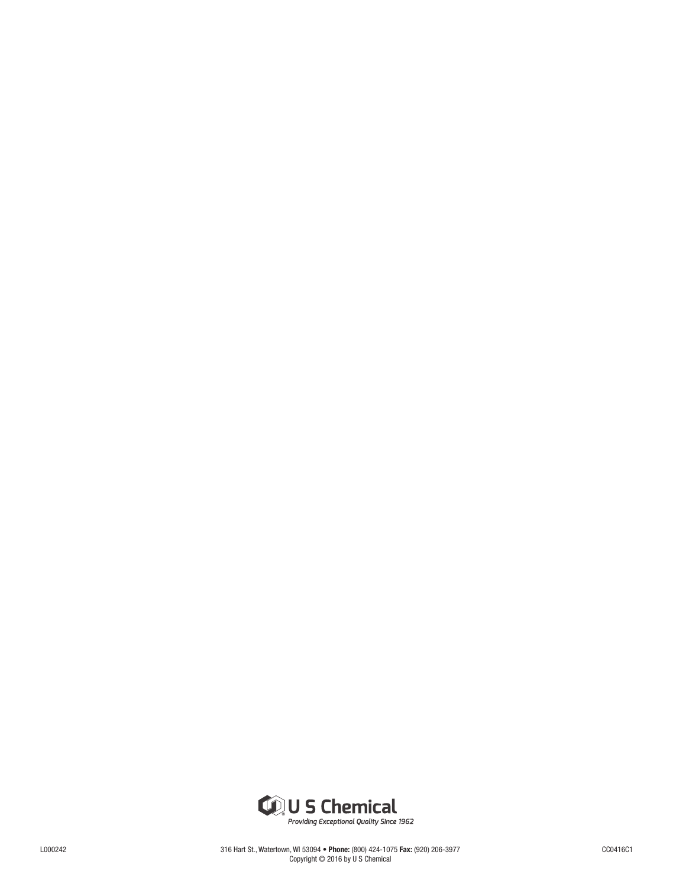U S Chemical

*Providing Exceptional Quality Since 1962*

L000242

316 Hart St., Watertown, WI 53094 • **Phone:** (800) 424-1075 **Fax:** (920) 206-3977

Copyright © 2016 by U S Chemical

CC0416C1